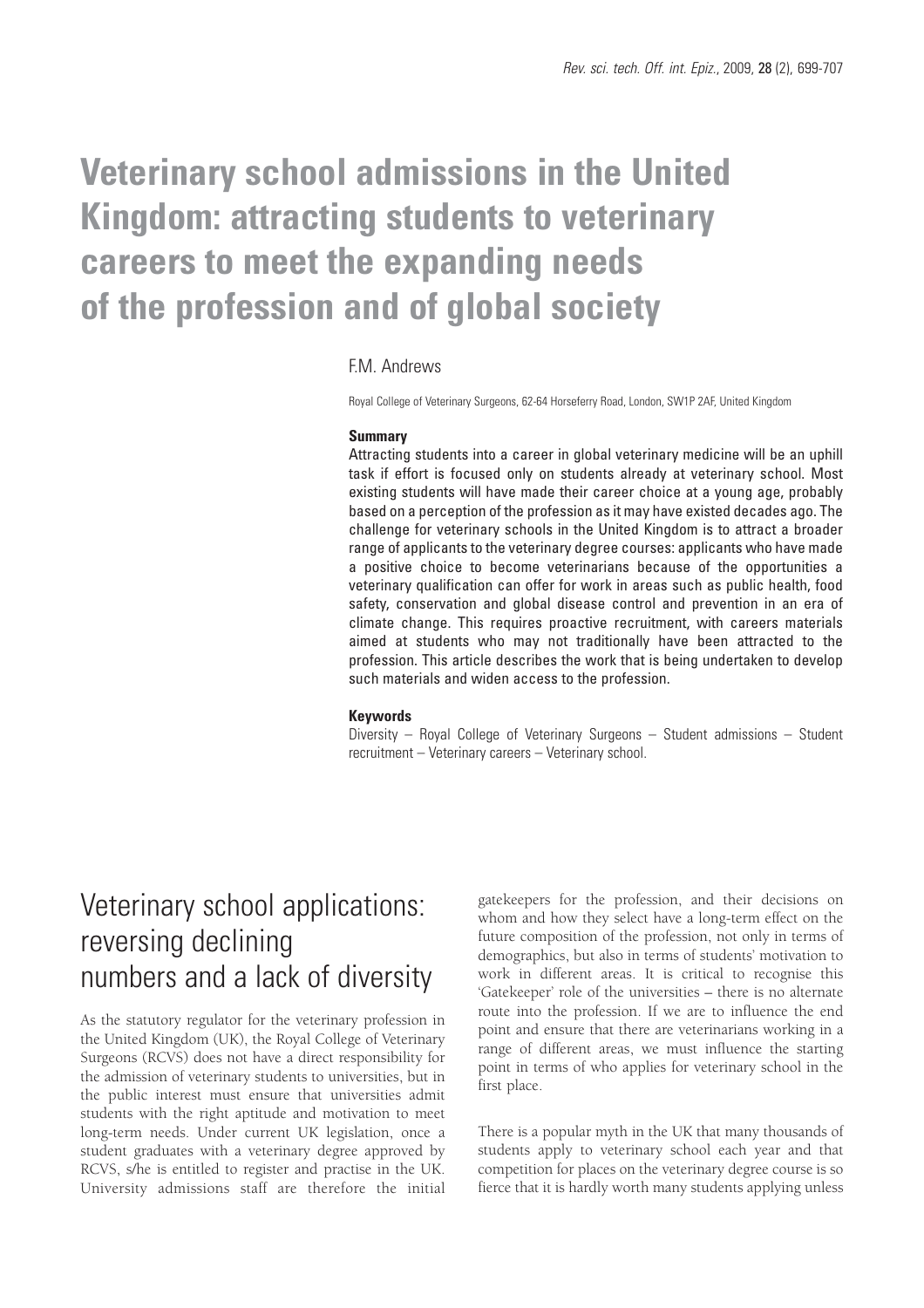# Veterinary school admissions in the United Kingdom: attracting students to veterinary careers to meet the expanding needs of the profession and of global society

F.M. Andrews

Royal College of Veterinary Surgeons, 62-64 Horseferry Road, London, SW1P 2AF, United Kingdom

**Summary**

Attracting students into a career in global veterinary medicine will be an uphill task if effort is focused only on students already at veterinary school. Most existing students will have made their career choice at a young age, probably based on a perception of the profession as it may have existed decades ago. The challenge for veterinary schools in the United Kingdom is to attract a broader range of applicants to the veterinary degree courses: applicants who have made a positive choice to become veterinarians because of the opportunities a veterinary qualification can offer for work in areas such as public health, food safety, conservation and global disease control and prevention in an era of climate change. This requires proactive recruitment, with careers materials aimed at students who may not traditionally have been attracted to the profession. This article describes the work that is being undertaken to develop such materials and widen access to the profession.

**Keywords**

Diversity – Royal College of Veterinary Surgeons – Student admissions – Student recruitment – Veterinary careers – Veterinary school.

## Veterinary school applications: reversing declining numbers and a lack of diversity

As the statutory regulator for the veterinary profession in the United Kingdom (UK), the Royal College of Veterinary Surgeons (RCVS) does not have a direct responsibility for the admission of veterinary students to universities, but in the public interest must ensure that universities admit students with the right aptitude and motivation to meet long-term needs. Under current UK legislation, once a student graduates with a veterinary degree approved by RCVS, s/he is entitled to register and practise in the UK. University admissions staff are therefore the initial gatekeepers for the profession, and their decisions on whom and how they select have a long-term effect on the future composition of the profession, not only in terms of demographics, but also in terms of students' motivation to work in different areas. It is critical to recognise this 'Gatekeeper' role of the universities – there is no alternate route into the profession. If we are to influence the end point and ensure that there are veterinarians working in a range of different areas, we must influence the starting point in terms of who applies for veterinary school in the first place.

There is a popular myth in the UK that many thousands of students apply to veterinary school each year and that competition for places on the veterinary degree course is so fierce that it is hardly worth many students applying unless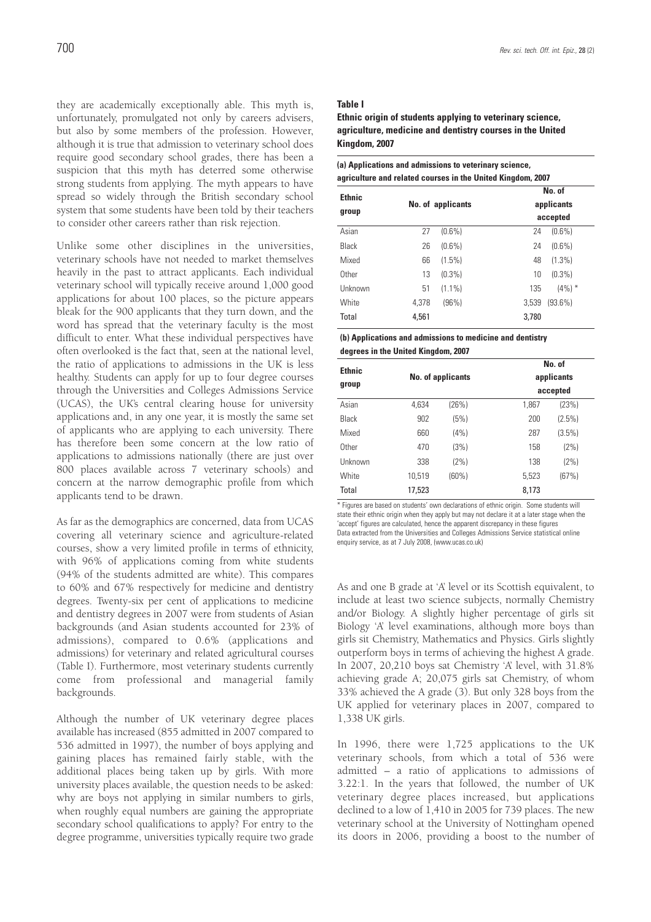they are academically exceptionally able. This myth is, unfortunately, promulgated not only by careers advisers, but also by some members of the profession. However, although it is true that admission to veterinary school does require good secondary school grades, there has been a suspicion that this myth has deterred some otherwise strong students from applying. The myth appears to have spread so widely through the British secondary school system that some students have been told by their teachers to consider other careers rather than risk rejection.

Unlike some other disciplines in the universities, veterinary schools have not needed to market themselves heavily in the past to attract applicants. Each individual veterinary school will typically receive around 1,000 good applications for about 100 places, so the picture appears bleak for the 900 applicants that they turn down, and the word has spread that the veterinary faculty is the most difficult to enter. What these individual perspectives have often overlooked is the fact that, seen at the national level, the ratio of applications to admissions in the UK is less healthy. Students can apply for up to four degree courses through the Universities and Colleges Admissions Service (UCAS), the UK's central clearing house for university applications and, in any one year, it is mostly the same set of applicants who are applying to each university. There has therefore been some concern at the low ratio of applications to admissions nationally (there are just over 800 places available across 7 veterinary schools) and concern at the narrow demographic profile from which applicants tend to be drawn.

As far as the demographics are concerned, data from UCAS covering all veterinary science and agriculture-related courses, show a very limited profile in terms of ethnicity, with 96% of applications coming from white students (94% of the students admitted are white). This compares to 60% and 67% respectively for medicine and dentistry degrees. Twenty-six per cent of applications to medicine and dentistry degrees in 2007 were from students of Asian backgrounds (and Asian students accounted for 23% of admissions), compared to 0.6% (applications and admissions) for veterinary and related agricultural courses (Table I). Furthermore, most veterinary students currently come from professional and managerial family backgrounds.

**Table I**
**Ethnic origin of students applying to veterinary science, agriculture, medicine and dentistry courses in the United Kingdom, 2007**

**(a) Applications and admissions to veterinary science, agriculture and related courses in the United Kingdom, 2007**

| Ethnic group | No. of applicants | | No. of applicants accepted | |
|---|---|---|---|---|
| Asian | 27 | (0.6%) | 24 | (0.6%) |
| Black | 26 | (0.6%) | 24 | (0.6%) |
| Mixed | 66 | (1.5%) | 48 | (1.3%) |
| Other | 13 | (0.3%) | 10 | (0.3%) |
| Unknown | 51 | (1.1%) | 135 | (4%) * |
| White | 4,378 | (96%) | 3,539 | (93.6%) |
| **Total** | **4,561** | | **3,780** | |

**(b) Applications and admissions to medicine and dentistry degrees in the United Kingdom, 2007**

| Ethnic group | No. of applicants | | No. of applicants accepted | |
|---|---|---|---|---|
| Asian | 4,634 | (26%) | 1,867 | (23%) |
| Black | 902 | (5%) | 200 | (2.5%) |
| Mixed | 660 | (4%) | 287 | (3.5%) |
| Other | 470 | (3%) | 158 | (2%) |
| Unknown | 338 | (2%) | 138 | (2%) |
| White | 10,519 | (60%) | 5,523 | (67%) |
| **Total** | **17,523** | | **8,173** | |

\* Figures are based on students' own declarations of ethnic origin. Some students will state their ethnic origin when they apply but may not declare it at a later stage when the 'accept' figures are calculated, hence the apparent discrepancy in these figures
Data extracted from the Universities and Colleges Admissions Service statistical online enquiry service, as at 7 July 2008, (www.ucas.co.uk)

Although the number of UK veterinary degree places available has increased (855 admitted in 2007 compared to 536 admitted in 1997), the number of boys applying and gaining places has remained fairly stable, with the additional places being taken up by girls. With more university places available, the question needs to be asked: why are boys not applying in similar numbers to girls, when roughly equal numbers are gaining the appropriate secondary school qualifications to apply? For entry to the degree programme, universities typically require two grade As and one B grade at 'A' level or its Scottish equivalent, to include at least two science subjects, normally Chemistry and/or Biology. A slightly higher percentage of girls sit Biology 'A' level examinations, although more boys than girls sit Chemistry, Mathematics and Physics. Girls slightly outperform boys in terms of achieving the highest A grade. In 2007, 20,210 boys sat Chemistry 'A' level, with 31.8% achieving grade A; 20,075 girls sat Chemistry, of whom 33% achieved the A grade (3). But only 328 boys from the UK applied for veterinary places in 2007, compared to 1,338 UK girls.

In 1996, there were 1,725 applications to the UK veterinary schools, from which a total of 536 were admitted – a ratio of applications to admissions of 3.22:1. In the years that followed, the number of UK veterinary degree places increased, but applications declined to a low of 1,410 in 2005 for 739 places. The new veterinary school at the University of Nottingham opened its doors in 2006, providing a boost to the number of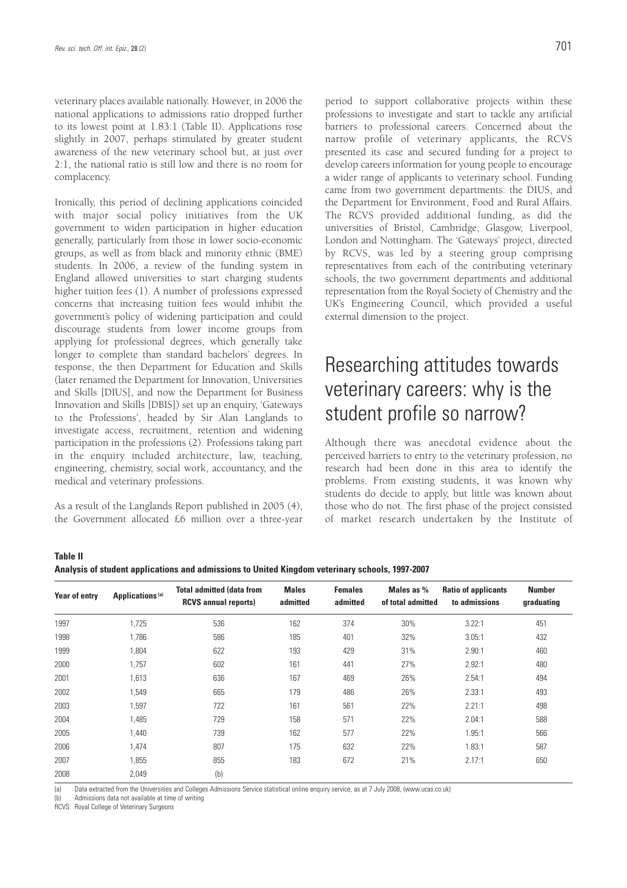veterinary places available nationally. However, in 2006 the national applications to admissions ratio dropped further to its lowest point at 1.83:1 (Table II). Applications rose slightly in 2007, perhaps stimulated by greater student awareness of the new veterinary school but, at just over 2:1, the national ratio is still low and there is no room for complacency.

Ironically, this period of declining applications coincided with major social policy initiatives from the UK government to widen participation in higher education generally, particularly from those in lower socio-economic groups, as well as from black and minority ethnic (BME) students. In 2006, a review of the funding system in England allowed universities to start charging students higher tuition fees (1). A number of professions expressed concerns that increasing tuition fees would inhibit the government's policy of widening participation and could discourage students from lower income groups from applying for professional degrees, which generally take longer to complete than standard bachelors' degrees. In response, the then Department for Education and Skills (later renamed the Department for Innovation, Universities and Skills [DIUS], and now the Department for Business Innovation and Skills [DBIS]) set up an enquiry, 'Gateways to the Professions', headed by Sir Alan Langlands to investigate access, recruitment, retention and widening participation in the professions (2). Professions taking part in the enquiry included architecture, law, teaching, engineering, chemistry, social work, accountancy, and the medical and veterinary professions.

As a result of the Langlands Report published in 2005 (4), the Government allocated £6 million over a three-year period to support collaborative projects within these professions to investigate and start to tackle any artificial barriers to professional careers. Concerned about the narrow profile of veterinary applicants, the RCVS presented its case and secured funding for a project to develop careers information for young people to encourage a wider range of applicants to veterinary school. Funding came from two government departments: the DIUS, and the Department for Environment, Food and Rural Affairs. The RCVS provided additional funding, as did the universities of Bristol, Cambridge, Glasgow, Liverpool, London and Nottingham. The 'Gateways' project, directed by RCVS, was led by a steering group comprising representatives from each of the contributing veterinary schools, the two government departments and additional representation from the Royal Society of Chemistry and the UK's Engineering Council, which provided a useful external dimension to the project.

# Researching attitudes towards veterinary careers: why is the student profile so narrow?

Although there was anecdotal evidence about the perceived barriers to entry to the veterinary profession, no research had been done in this area to identify the problems. From existing students, it was known why students do decide to apply, but little was known about those who do not. The first phase of the project consisted of market research undertaken by the Institute of

**Table II**
**Analysis of student applications and admissions to United Kingdom veterinary schools, 1997-2007**

| Year of entry | Applications [a] | Total admitted (data from RCVS annual reports) | Males admitted | Females admitted | Males as % of total admitted | Ratio of applicants to admissions | Number graduating |
|---|---|---|---|---|---|---|---|
| 1997 | 1,725 | 536 | 162 | 374 | 30% | 3.22:1 | 451 |
| 1998 | 1,786 | 586 | 185 | 401 | 32% | 3.05:1 | 432 |
| 1999 | 1,804 | 622 | 193 | 429 | 31% | 2.90:1 | 460 |
| 2000 | 1,757 | 602 | 161 | 441 | 27% | 2.92:1 | 480 |
| 2001 | 1,613 | 636 | 167 | 469 | 26% | 2.54:1 | 494 |
| 2002 | 1,549 | 665 | 179 | 486 | 26% | 2.33:1 | 493 |
| 2003 | 1,597 | 722 | 161 | 561 | 22% | 2.21:1 | 498 |
| 2004 | 1,485 | 729 | 158 | 571 | 22% | 2.04:1 | 588 |
| 2005 | 1,440 | 739 | 162 | 577 | 22% | 1.95:1 | 566 |
| 2006 | 1,474 | 807 | 175 | 632 | 22% | 1.83:1 | 587 |
| 2007 | 1,855 | 855 | 183 | 672 | 21% | 2.17:1 | 650 |
| 2008 | 2,049 | (b) | | | | | |

(a) Data extracted from the Universities and Colleges Admissions Service statistical online enquiry service, as at 7 July 2008, (www.ucas.co.uk)
(b) Admissions data not available at time of writing
RCVS: Royal College of Veterinary Surgeons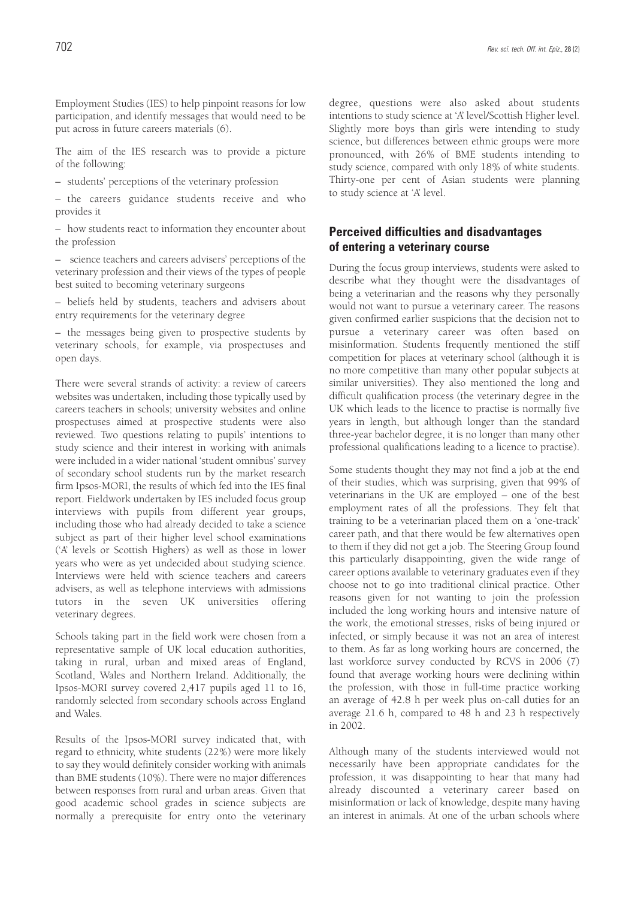Employment Studies (IES) to help pinpoint reasons for low participation, and identify messages that would need to be put across in future careers materials (6).

The aim of the IES research was to provide a picture of the following:

– students' perceptions of the veterinary profession

– the careers guidance students receive and who provides it

– how students react to information they encounter about the profession

– science teachers and careers advisers' perceptions of the veterinary profession and their views of the types of people best suited to becoming veterinary surgeons

– beliefs held by students, teachers and advisers about entry requirements for the veterinary degree

– the messages being given to prospective students by veterinary schools, for example, via prospectuses and open days.

There were several strands of activity: a review of careers websites was undertaken, including those typically used by careers teachers in schools; university websites and online prospectuses aimed at prospective students were also reviewed. Two questions relating to pupils' intentions to study science and their interest in working with animals were included in a wider national 'student omnibus' survey of secondary school students run by the market research firm Ipsos-MORI, the results of which fed into the IES final report. Fieldwork undertaken by IES included focus group interviews with pupils from different year groups, including those who had already decided to take a science subject as part of their higher level school examinations ('A' levels or Scottish Highers) as well as those in lower years who were as yet undecided about studying science. Interviews were held with science teachers and careers advisers, as well as telephone interviews with admissions tutors in the seven UK universities offering veterinary degrees.

Schools taking part in the field work were chosen from a representative sample of UK local education authorities, taking in rural, urban and mixed areas of England, Scotland, Wales and Northern Ireland. Additionally, the Ipsos-MORI survey covered 2,417 pupils aged 11 to 16, randomly selected from secondary schools across England and Wales.

Results of the Ipsos-MORI survey indicated that, with regard to ethnicity, white students (22%) were more likely to say they would definitely consider working with animals than BME students (10%). There were no major differences between responses from rural and urban areas. Given that good academic school grades in science subjects are normally a prerequisite for entry onto the veterinary degree, questions were also asked about students intentions to study science at 'A' level/Scottish Higher level. Slightly more boys than girls were intending to study science, but differences between ethnic groups were more pronounced, with 26% of BME students intending to study science, compared with only 18% of white students. Thirty-one per cent of Asian students were planning to study science at 'A' level.

## Perceived difficulties and disadvantages of entering a veterinary course

During the focus group interviews, students were asked to describe what they thought were the disadvantages of being a veterinarian and the reasons why they personally would not want to pursue a veterinary career. The reasons given confirmed earlier suspicions that the decision not to pursue a veterinary career was often based on misinformation. Students frequently mentioned the stiff competition for places at veterinary school (although it is no more competitive than many other popular subjects at similar universities). They also mentioned the long and difficult qualification process (the veterinary degree in the UK which leads to the licence to practise is normally five years in length, but although longer than the standard three-year bachelor degree, it is no longer than many other professional qualifications leading to a licence to practise).

Some students thought they may not find a job at the end of their studies, which was surprising, given that 99% of veterinarians in the UK are employed – one of the best employment rates of all the professions. They felt that training to be a veterinarian placed them on a 'one-track' career path, and that there would be few alternatives open to them if they did not get a job. The Steering Group found this particularly disappointing, given the wide range of career options available to veterinary graduates even if they choose not to go into traditional clinical practice. Other reasons given for not wanting to join the profession included the long working hours and intensive nature of the work, the emotional stresses, risks of being injured or infected, or simply because it was not an area of interest to them. As far as long working hours are concerned, the last workforce survey conducted by RCVS in 2006 (7) found that average working hours were declining within the profession, with those in full-time practice working an average of 42.8 h per week plus on-call duties for an average 21.6 h, compared to 48 h and 23 h respectively in 2002.

Although many of the students interviewed would not necessarily have been appropriate candidates for the profession, it was disappointing to hear that many had already discounted a veterinary career based on misinformation or lack of knowledge, despite many having an interest in animals. At one of the urban schools where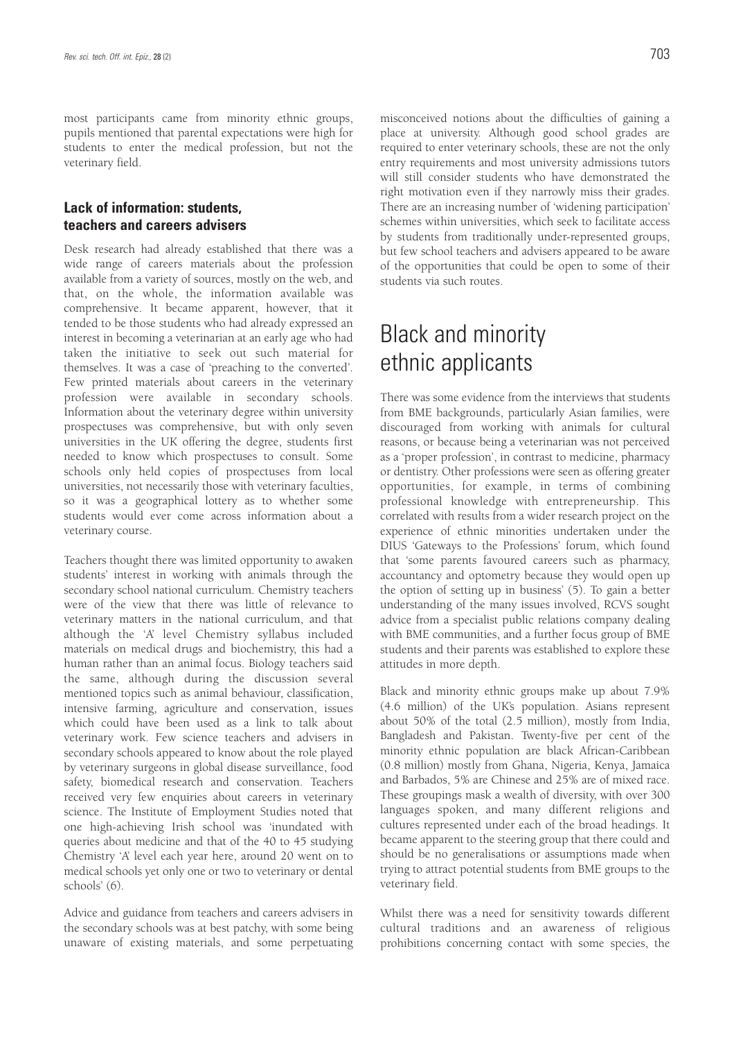most participants came from minority ethnic groups, pupils mentioned that parental expectations were high for students to enter the medical profession, but not the veterinary field.

### Lack of information: students, teachers and careers advisers

Desk research had already established that there was a wide range of careers materials about the profession available from a variety of sources, mostly on the web, and that, on the whole, the information available was comprehensive. It became apparent, however, that it tended to be those students who had already expressed an interest in becoming a veterinarian at an early age who had taken the initiative to seek out such material for themselves. It was a case of 'preaching to the converted'. Few printed materials about careers in the veterinary profession were available in secondary schools. Information about the veterinary degree within university prospectuses was comprehensive, but with only seven universities in the UK offering the degree, students first needed to know which prospectuses to consult. Some schools only held copies of prospectuses from local universities, not necessarily those with veterinary faculties, so it was a geographical lottery as to whether some students would ever come across information about a veterinary course.

Teachers thought there was limited opportunity to awaken students' interest in working with animals through the secondary school national curriculum. Chemistry teachers were of the view that there was little of relevance to veterinary matters in the national curriculum, and that although the 'A' level Chemistry syllabus included materials on medical drugs and biochemistry, this had a human rather than an animal focus. Biology teachers said the same, although during the discussion several mentioned topics such as animal behaviour, classification, intensive farming, agriculture and conservation, issues which could have been used as a link to talk about veterinary work. Few science teachers and advisers in secondary schools appeared to know about the role played by veterinary surgeons in global disease surveillance, food safety, biomedical research and conservation. Teachers received very few enquiries about careers in veterinary science. The Institute of Employment Studies noted that one high-achieving Irish school was 'inundated with queries about medicine and that of the 40 to 45 studying Chemistry 'A' level each year here, around 20 went on to medical schools yet only one or two to veterinary or dental schools' (6).

Advice and guidance from teachers and careers advisers in the secondary schools was at best patchy, with some being unaware of existing materials, and some perpetuating misconceived notions about the difficulties of gaining a place at university. Although good school grades are required to enter veterinary schools, these are not the only entry requirements and most university admissions tutors will still consider students who have demonstrated the right motivation even if they narrowly miss their grades. There are an increasing number of 'widening participation' schemes within universities, which seek to facilitate access by students from traditionally under-represented groups, but few school teachers and advisers appeared to be aware of the opportunities that could be open to some of their students via such routes.

## Black and minority ethnic applicants

There was some evidence from the interviews that students from BME backgrounds, particularly Asian families, were discouraged from working with animals for cultural reasons, or because being a veterinarian was not perceived as a 'proper profession', in contrast to medicine, pharmacy or dentistry. Other professions were seen as offering greater opportunities, for example, in terms of combining professional knowledge with entrepreneurship. This correlated with results from a wider research project on the experience of ethnic minorities undertaken under the DIUS 'Gateways to the Professions' forum, which found that 'some parents favoured careers such as pharmacy, accountancy and optometry because they would open up the option of setting up in business' (5). To gain a better understanding of the many issues involved, RCVS sought advice from a specialist public relations company dealing with BME communities, and a further focus group of BME students and their parents was established to explore these attitudes in more depth.

Black and minority ethnic groups make up about 7.9% (4.6 million) of the UK's population. Asians represent about 50% of the total (2.5 million), mostly from India, Bangladesh and Pakistan. Twenty-five per cent of the minority ethnic population are black African-Caribbean (0.8 million) mostly from Ghana, Nigeria, Kenya, Jamaica and Barbados, 5% are Chinese and 25% are of mixed race. These groupings mask a wealth of diversity, with over 300 languages spoken, and many different religions and cultures represented under each of the broad headings. It became apparent to the steering group that there could and should be no generalisations or assumptions made when trying to attract potential students from BME groups to the veterinary field.

Whilst there was a need for sensitivity towards different cultural traditions and an awareness of religious prohibitions concerning contact with some species, the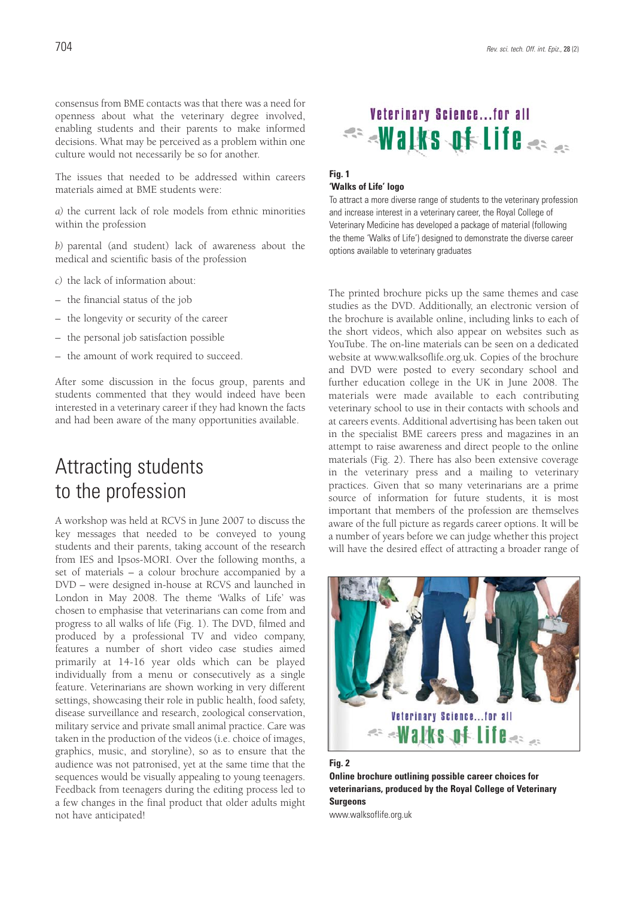consensus from BME contacts was that there was a need for openness about what the veterinary degree involved, enabling students and their parents to make informed decisions. What may be perceived as a problem within one culture would not necessarily be so for another.

The issues that needed to be addressed within careers materials aimed at BME students were:

*a)* the current lack of role models from ethnic minorities within the profession

*b)* parental (and student) lack of awareness about the medical and scientific basis of the profession

*c)* the lack of information about:

– the financial status of the job

– the longevity or security of the career

– the personal job satisfaction possible

– the amount of work required to succeed.

After some discussion in the focus group, parents and students commented that they would indeed have been interested in a veterinary career if they had known the facts and had been aware of the many opportunities available.

## Attracting students to the profession

A workshop was held at RCVS in June 2007 to discuss the key messages that needed to be conveyed to young students and their parents, taking account of the research from IES and Ipsos-MORI. Over the following months, a set of materials – a colour brochure accompanied by a DVD – were designed in-house at RCVS and launched in London in May 2008. The theme 'Walks of Life' was chosen to emphasise that veterinarians can come from and progress to all walks of life (Fig. 1). The DVD, filmed and produced by a professional TV and video company, features a number of short video case studies aimed primarily at 14-16 year olds which can be played individually from a menu or consecutively as a single feature. Veterinarians are shown working in very different settings, showcasing their role in public health, food safety, disease surveillance and research, zoological conservation, military service and private small animal practice. Care was taken in the production of the videos (i.e. choice of images, graphics, music, and storyline), so as to ensure that the audience was not patronised, yet at the same time that the sequences would be visually appealing to young teenagers. Feedback from teenagers during the editing process led to a few changes in the final product that older adults might not have anticipated!

Veterinary Science...for all Walks of Life

**Fig. 1**
**'Walks of Life' logo**
To attract a more diverse range of students to the veterinary profession and increase interest in a veterinary career, the Royal College of Veterinary Medicine has developed a package of material (following the theme 'Walks of Life') designed to demonstrate the diverse career options available to veterinary graduates

The printed brochure picks up the same themes and case studies as the DVD. Additionally, an electronic version of the brochure is available online, including links to each of the short videos, which also appear on websites such as YouTube. The on-line materials can be seen on a dedicated website at www.walksoflife.org.uk. Copies of the brochure and DVD were posted to every secondary school and further education college in the UK in June 2008. The materials were made available to each contributing veterinary school to use in their contacts with schools and at careers events. Additional advertising has been taken out in the specialist BME careers press and magazines in an attempt to raise awareness and direct people to the online materials (Fig. 2). There has also been extensive coverage in the veterinary press and a mailing to veterinary practices. Given that so many veterinarians are a prime source of information for future students, it is most important that members of the profession are themselves aware of the full picture as regards career options. It will be a number of years before we can judge whether this project will have the desired effect of attracting a broader range of

Veterinary Science...for all Walks of Life

**Fig. 2**
**Online brochure outlining possible career choices for veterinarians, produced by the Royal College of Veterinary Surgeons**
www.walksoflife.org.uk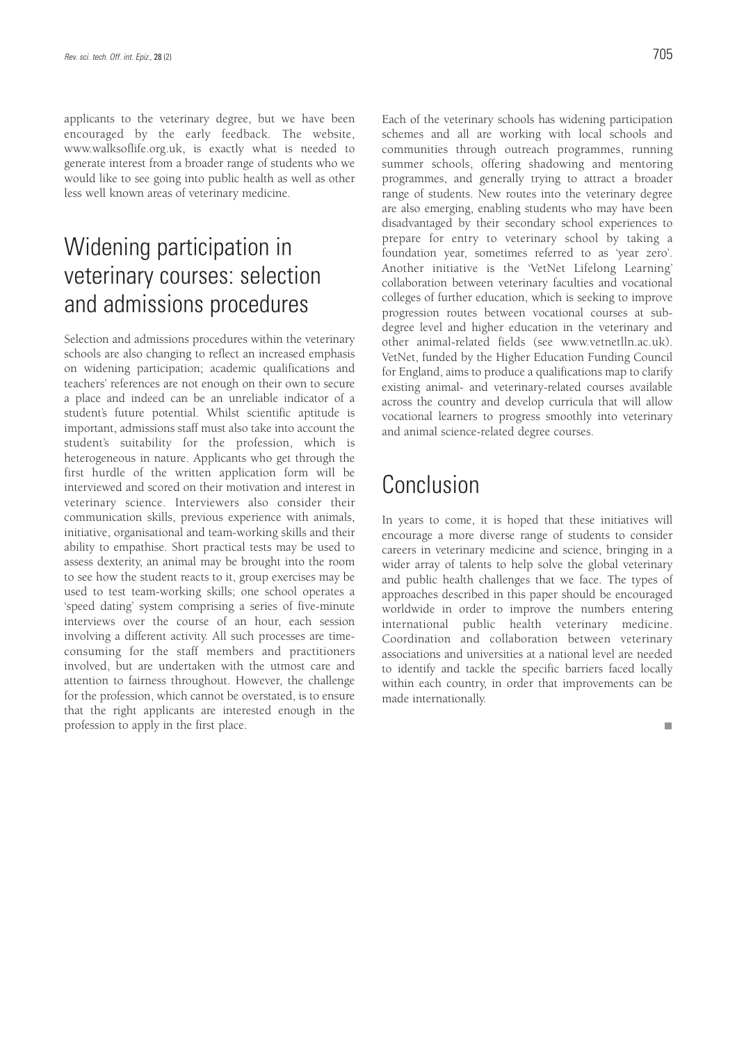applicants to the veterinary degree, but we have been encouraged by the early feedback. The website, www.walksoflife.org.uk, is exactly what is needed to generate interest from a broader range of students who we would like to see going into public health as well as other less well known areas of veterinary medicine.

## Widening participation in veterinary courses: selection and admissions procedures

Selection and admissions procedures within the veterinary schools are also changing to reflect an increased emphasis on widening participation; academic qualifications and teachers' references are not enough on their own to secure a place and indeed can be an unreliable indicator of a student's future potential. Whilst scientific aptitude is important, admissions staff must also take into account the student's suitability for the profession, which is heterogeneous in nature. Applicants who get through the first hurdle of the written application form will be interviewed and scored on their motivation and interest in veterinary science. Interviewers also consider their communication skills, previous experience with animals, initiative, organisational and team-working skills and their ability to empathise. Short practical tests may be used to assess dexterity, an animal may be brought into the room to see how the student reacts to it, group exercises may be used to test team-working skills; one school operates a 'speed dating' system comprising a series of five-minute interviews over the course of an hour, each session involving a different activity. All such processes are time-consuming for the staff members and practitioners involved, but are undertaken with the utmost care and attention to fairness throughout. However, the challenge for the profession, which cannot be overstated, is to ensure that the right applicants are interested enough in the profession to apply in the first place.

Each of the veterinary schools has widening participation schemes and all are working with local schools and communities through outreach programmes, running summer schools, offering shadowing and mentoring programmes, and generally trying to attract a broader range of students. New routes into the veterinary degree are also emerging, enabling students who may have been disadvantaged by their secondary school experiences to prepare for entry to veterinary school by taking a foundation year, sometimes referred to as 'year zero'. Another initiative is the 'VetNet Lifelong Learning' collaboration between veterinary faculties and vocational colleges of further education, which is seeking to improve progression routes between vocational courses at sub-degree level and higher education in the veterinary and other animal-related fields (see www.vetnetlln.ac.uk). VetNet, funded by the Higher Education Funding Council for England, aims to produce a qualifications map to clarify existing animal- and veterinary-related courses available across the country and develop curricula that will allow vocational learners to progress smoothly into veterinary and animal science-related degree courses.

## Conclusion

In years to come, it is hoped that these initiatives will encourage a more diverse range of students to consider careers in veterinary medicine and science, bringing in a wider array of talents to help solve the global veterinary and public health challenges that we face. The types of approaches described in this paper should be encouraged worldwide in order to improve the numbers entering international public health veterinary medicine. Coordination and collaboration between veterinary associations and universities at a national level are needed to identify and tackle the specific barriers faced locally within each country, in order that improvements can be made internationally.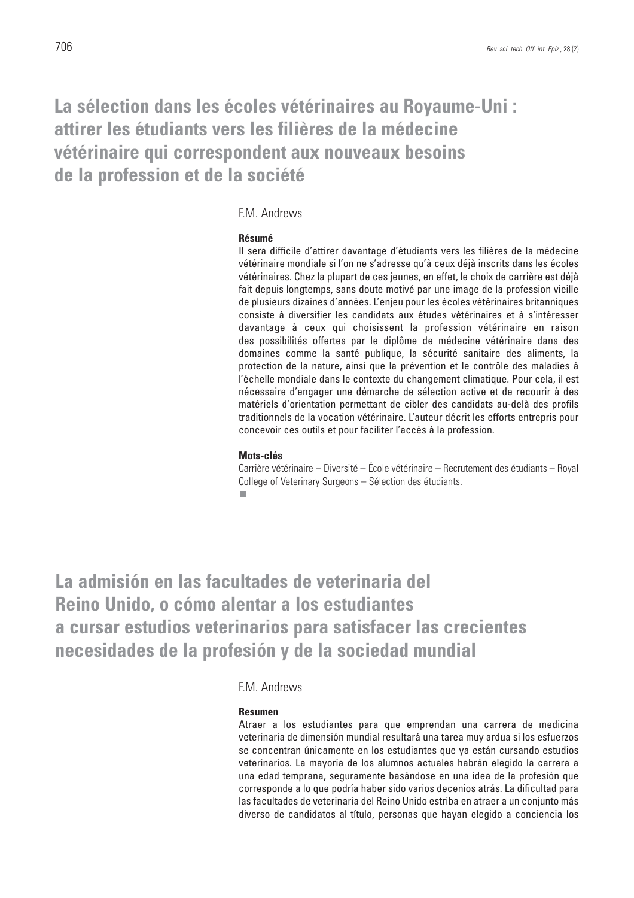# La sélection dans les écoles vétérinaires au Royaume-Uni : attirer les étudiants vers les filières de la médecine vétérinaire qui correspondent aux nouveaux besoins de la profession et de la société

F.M. Andrews

**Résumé**

Il sera difficile d'attirer davantage d'étudiants vers les filières de la médecine vétérinaire mondiale si l'on ne s'adresse qu'à ceux déjà inscrits dans les écoles vétérinaires. Chez la plupart de ces jeunes, en effet, le choix de carrière est déjà fait depuis longtemps, sans doute motivé par une image de la profession vieille de plusieurs dizaines d'années. L'enjeu pour les écoles vétérinaires britanniques consiste à diversifier les candidats aux études vétérinaires et à s'intéresser davantage à ceux qui choisissent la profession vétérinaire en raison des possibilités offertes par le diplôme de médecine vétérinaire dans des domaines comme la santé publique, la sécurité sanitaire des aliments, la protection de la nature, ainsi que la prévention et le contrôle des maladies à l'échelle mondiale dans le contexte du changement climatique. Pour cela, il est nécessaire d'engager une démarche de sélection active et de recourir à des matériels d'orientation permettant de cibler des candidats au-delà des profils traditionnels de la vocation vétérinaire. L'auteur décrit les efforts entrepris pour concevoir ces outils et pour faciliter l'accès à la profession.

**Mots-clés**

Carrière vétérinaire – Diversité – École vétérinaire – Recrutement des étudiants – Royal College of Veterinary Surgeons – Sélection des étudiants.

# La admisión en las facultades de veterinaria del Reino Unido, o cómo alentar a los estudiantes a cursar estudios veterinarios para satisfacer las crecientes necesidades de la profesión y de la sociedad mundial

F.M. Andrews

**Resumen**

Atraer a los estudiantes para que emprendan una carrera de medicina veterinaria de dimensión mundial resultará una tarea muy ardua si los esfuerzos se concentran únicamente en los estudiantes que ya están cursando estudios veterinarios. La mayoría de los alumnos actuales habrán elegido la carrera a una edad temprana, seguramente basándose en una idea de la profesión que corresponde a lo que podría haber sido varios decenios atrás. La dificultad para las facultades de veterinaria del Reino Unido estriba en atraer a un conjunto más diverso de candidatos al título, personas que hayan elegido a conciencia los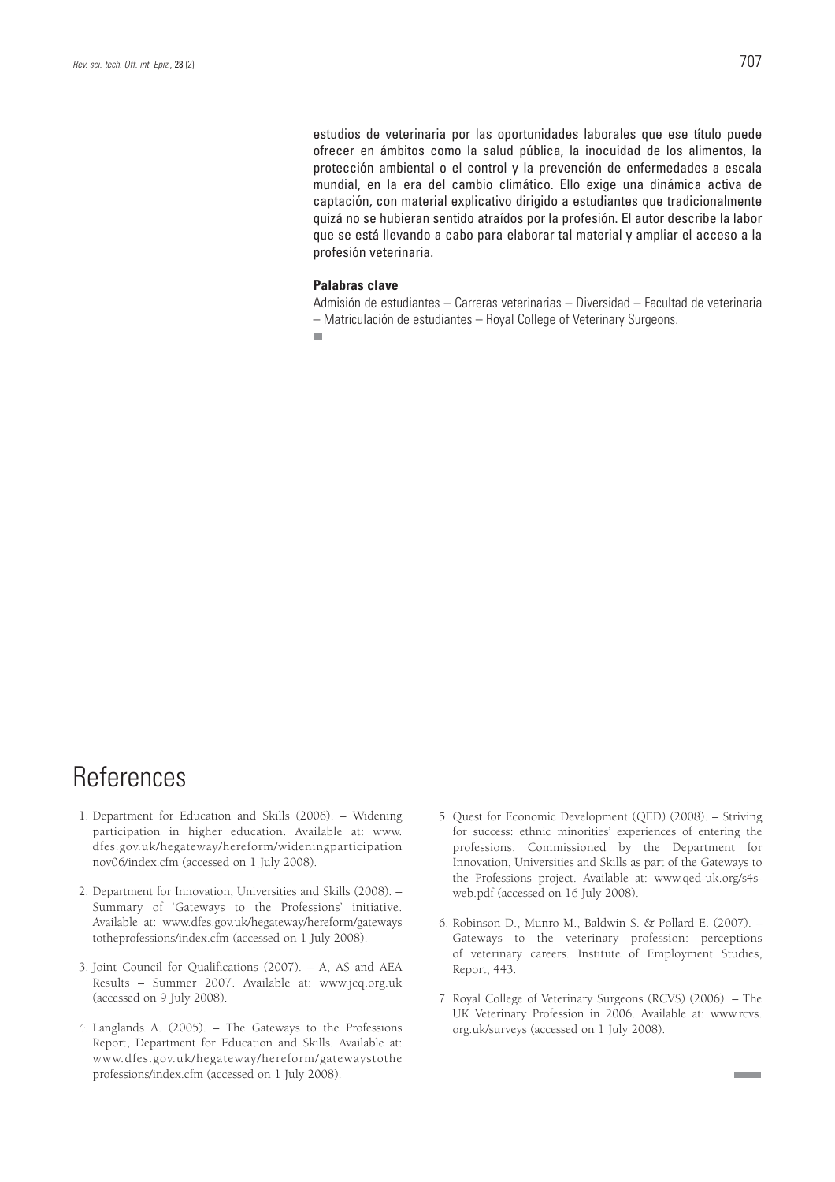estudios de veterinaria por las oportunidades laborales que ese título puede ofrecer en ámbitos como la salud pública, la inocuidad de los alimentos, la protección ambiental o el control y la prevención de enfermedades a escala mundial, en la era del cambio climático. Ello exige una dinámica activa de captación, con material explicativo dirigido a estudiantes que tradicionalmente quizá no se hubieran sentido atraídos por la profesión. El autor describe la labor que se está llevando a cabo para elaborar tal material y ampliar el acceso a la profesión veterinaria.

**Palabras clave**

Admisión de estudiantes – Carreras veterinarias – Diversidad – Facultad de veterinaria – Matriculación de estudiantes – Royal College of Veterinary Surgeons.

# References

1. Department for Education and Skills (2006). – Widening participation in higher education. Available at: www.dfes.gov.uk/hegateway/hereform/wideningparticipationnov06/index.cfm (accessed on 1 July 2008).

2. Department for Innovation, Universities and Skills (2008). – Summary of 'Gateways to the Professions' initiative. Available at: www.dfes.gov.uk/hegateway/hereform/gatewaystotheprofessions/index.cfm (accessed on 1 July 2008).

3. Joint Council for Qualifications (2007). – A, AS and AEA Results – Summer 2007. Available at: www.jcq.org.uk (accessed on 9 July 2008).

4. Langlands A. (2005). – The Gateways to the Professions Report, Department for Education and Skills. Available at: www.dfes.gov.uk/hegateway/hereform/gatewaystotheprofessions/index.cfm (accessed on 1 July 2008).

5. Quest for Economic Development (QED) (2008). – Striving for success: ethnic minorities' experiences of entering the professions. Commissioned by the Department for Innovation, Universities and Skills as part of the Gateways to the Professions project. Available at: www.qed-uk.org/s4s-web.pdf (accessed on 16 July 2008).

6. Robinson D., Munro M., Baldwin S. & Pollard E. (2007). – Gateways to the veterinary profession: perceptions of veterinary careers. Institute of Employment Studies, Report, 443.

7. Royal College of Veterinary Surgeons (RCVS) (2006). – The UK Veterinary Profession in 2006. Available at: www.rcvs.org.uk/surveys (accessed on 1 July 2008).